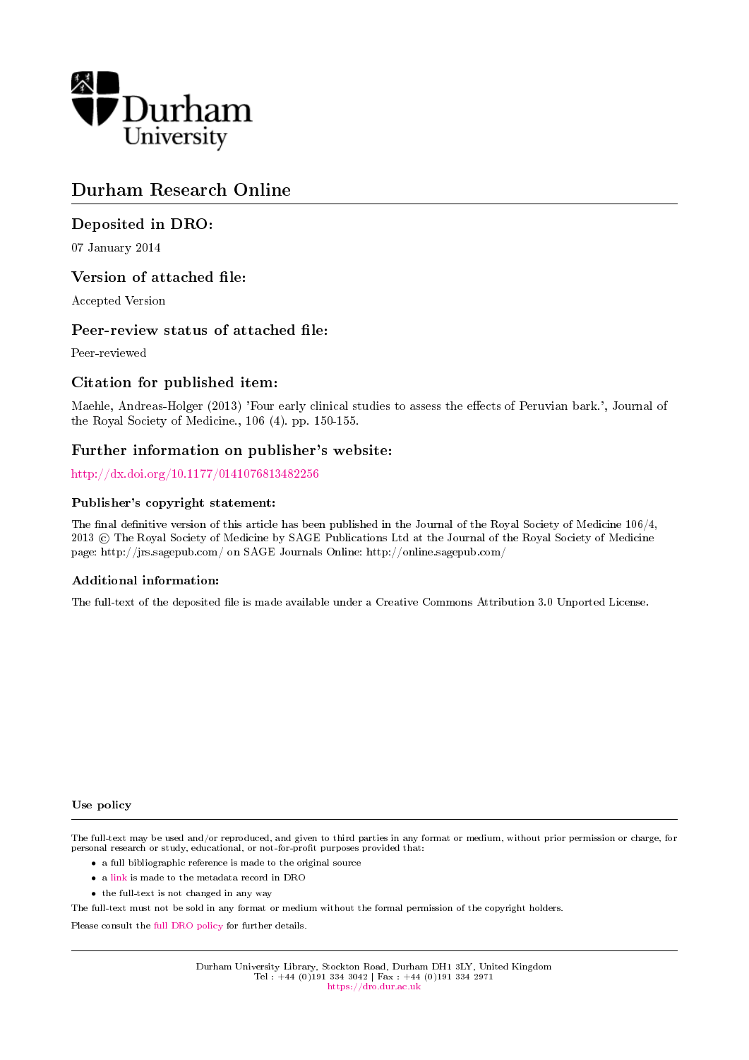Durham University

# Durham Research Online

## Deposited in DRO:

07 January 2014

## Version of attached file:

Accepted Version

## Peer-review status of attached file:

Peer-reviewed

## Citation for published item:

Maehle, Andreas-Holger (2013) 'Four early clinical studies to assess the effects of Peruvian bark.', Journal of the Royal Society of Medicine., 106 (4). pp. 150-155.

## Further information on publisher's website:

http://dx.doi.org/10.1177/0141076813482256

### Publisher's copyright statement:

The final definitive version of this article has been published in the Journal of the Royal Society of Medicine 106/4, 2013 © The Royal Society of Medicine by SAGE Publications Ltd at the Journal of the Royal Society of Medicine page: http://jrs.sagepub.com/ on SAGE Journals Online: http://online.sagepub.com/

### Additional information:

The full-text of the deposited file is made available under a Creative Commons Attribution 3.0 Unported License.

#### Use policy

The full-text may be used and/or reproduced, and given to third parties in any format or medium, without prior permission or charge, for personal research or study, educational, or not-for-profit purposes provided that:

- a full bibliographic reference is made to the original source
- a link is made to the metadata record in DRO
- the full-text is not changed in any way

The full-text must not be sold in any format or medium without the formal permission of the copyright holders.

Please consult the full DRO policy for further details.

Durham University Library, Stockton Road, Durham DH1 3LY, United Kingdom
Tel : +44 (0)191 334 3042 | Fax : +44 (0)191 334 2971
https://dro.dur.ac.uk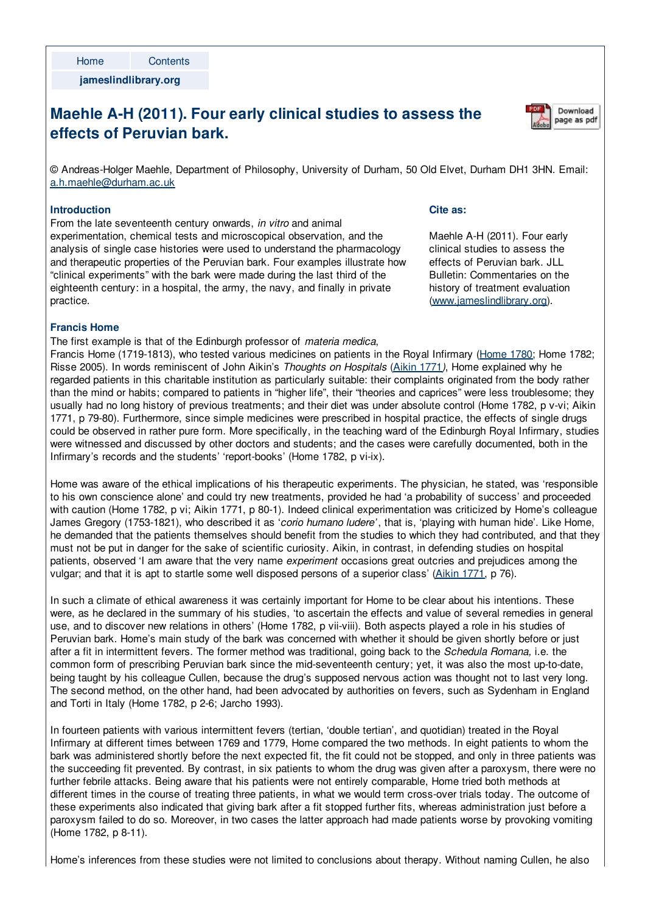Home | Contents

jameslindlibrary.org

# Maehle A-H (2011). Four early clinical studies to assess the effects of Peruvian bark.

© Andreas-Holger Maehle, Department of Philosophy, University of Durham, 50 Old Elvet, Durham DH1 3HN. Email: a.h.maehle@durham.ac.uk

### Cite as:

Maehle A-H (2011). Four early clinical studies to assess the effects of Peruvian bark. JLL Bulletin: Commentaries on the history of treatment evaluation (www.jameslindlibrary.org).

### Introduction

From the late seventeenth century onwards, *in vitro* and animal experimentation, chemical tests and microscopical observation, and the analysis of single case histories were used to understand the pharmacology and therapeutic properties of the Peruvian bark. Four examples illustrate how "clinical experiments" with the bark were made during the last third of the eighteenth century: in a hospital, the army, the navy, and finally in private practice.

### Francis Home

The first example is that of the Edinburgh professor of *materia medica*, Francis Home (1719-1813), who tested various medicines on patients in the Royal Infirmary (Home 1780; Home 1782; Risse 2005). In words reminiscent of John Aikin's *Thoughts on Hospitals* (Aikin 1771*)*, Home explained why he regarded patients in this charitable institution as particularly suitable: their complaints originated from the body rather than the mind or habits; compared to patients in "higher life", their "theories and caprices" were less troublesome; they usually had no long history of previous treatments; and their diet was under absolute control (Home 1782, p v-vi; Aikin 1771, p 79-80). Furthermore, since simple medicines were prescribed in hospital practice, the effects of single drugs could be observed in rather pure form. More specifically, in the teaching ward of the Edinburgh Royal Infirmary, studies were witnessed and discussed by other doctors and students; and the cases were carefully documented, both in the Infirmary's records and the students' 'report-books' (Home 1782, p vi-ix).

Home was aware of the ethical implications of his therapeutic experiments. The physician, he stated, was 'responsible to his own conscience alone' and could try new treatments, provided he had 'a probability of success' and proceeded with caution (Home 1782, p vi; Aikin 1771, p 80-1). Indeed clinical experimentation was criticized by Home's colleague James Gregory (1753-1821), who described it as '*corio humano ludere*', that is, 'playing with human hide'. Like Home, he demanded that the patients themselves should benefit from the studies to which they had contributed, and that they must not be put in danger for the sake of scientific curiosity. Aikin, in contrast, in defending studies on hospital patients, observed 'I am aware that the very name *experiment* occasions great outcries and prejudices among the vulgar; and that it is apt to startle some well disposed persons of a superior class' (Aikin 1771, p 76).

In such a climate of ethical awareness it was certainly important for Home to be clear about his intentions. These were, as he declared in the summary of his studies, 'to ascertain the effects and value of several remedies in general use, and to discover new relations in others' (Home 1782, p vii-viii). Both aspects played a role in his studies of Peruvian bark. Home's main study of the bark was concerned with whether it should be given shortly before or just after a fit in intermittent fevers. The former method was traditional, going back to the *Schedula Romana,* i.e. the common form of prescribing Peruvian bark since the mid-seventeenth century; yet, it was also the most up-to-date, being taught by his colleague Cullen, because the drug's supposed nervous action was thought not to last very long. The second method, on the other hand, had been advocated by authorities on fevers, such as Sydenham in England and Torti in Italy (Home 1782, p 2-6; Jarcho 1993).

In fourteen patients with various intermittent fevers (tertian, 'double tertian', and quotidian) treated in the Royal Infirmary at different times between 1769 and 1779, Home compared the two methods. In eight patients to whom the bark was administered shortly before the next expected fit, the fit could not be stopped, and only in three patients was the succeeding fit prevented. By contrast, in six patients to whom the drug was given after a paroxysm, there were no further febrile attacks. Being aware that his patients were not entirely comparable, Home tried both methods at different times in the course of treating three patients, in what we would term cross-over trials today. The outcome of these experiments also indicated that giving bark after a fit stopped further fits, whereas administration just before a paroxysm failed to do so. Moreover, in two cases the latter approach had made patients worse by provoking vomiting (Home 1782, p 8-11).

Home's inferences from these studies were not limited to conclusions about therapy. Without naming Cullen, he also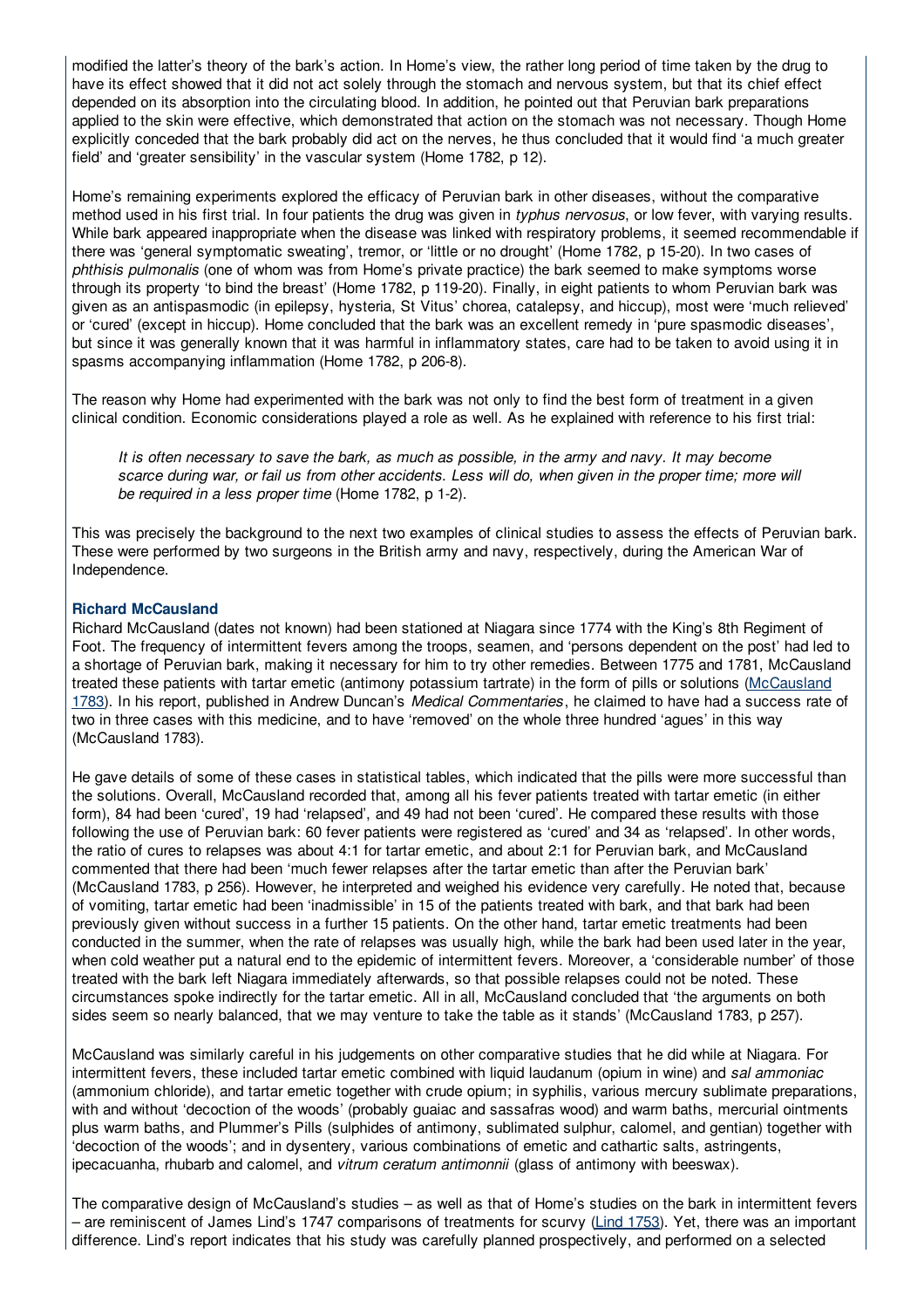modified the latter's theory of the bark's action. In Home's view, the rather long period of time taken by the drug to have its effect showed that it did not act solely through the stomach and nervous system, but that its chief effect depended on its absorption into the circulating blood. In addition, he pointed out that Peruvian bark preparations applied to the skin were effective, which demonstrated that action on the stomach was not necessary. Though Home explicitly conceded that the bark probably did act on the nerves, he thus concluded that it would find 'a much greater field' and 'greater sensibility' in the vascular system (Home 1782, p 12).

Home's remaining experiments explored the efficacy of Peruvian bark in other diseases, without the comparative method used in his first trial. In four patients the drug was given in *typhus nervosus*, or low fever, with varying results. While bark appeared inappropriate when the disease was linked with respiratory problems, it seemed recommendable if there was 'general symptomatic sweating', tremor, or 'little or no drought' (Home 1782, p 15-20). In two cases of *phthisis pulmonalis* (one of whom was from Home's private practice) the bark seemed to make symptoms worse through its property 'to bind the breast' (Home 1782, p 119-20). Finally, in eight patients to whom Peruvian bark was given as an antispasmodic (in epilepsy, hysteria, St Vitus' chorea, catalepsy, and hiccup), most were 'much relieved' or 'cured' (except in hiccup). Home concluded that the bark was an excellent remedy in 'pure spasmodic diseases', but since it was generally known that it was harmful in inflammatory states, care had to be taken to avoid using it in spasms accompanying inflammation (Home 1782, p 206-8).

The reason why Home had experimented with the bark was not only to find the best form of treatment in a given clinical condition. Economic considerations played a role as well. As he explained with reference to his first trial:

> *It is often necessary to save the bark, as much as possible, in the army and navy. It may become scarce during war, or fail us from other accidents. Less will do, when given in the proper time; more will be required in a less proper time* (Home 1782, p 1-2).

This was precisely the background to the next two examples of clinical studies to assess the effects of Peruvian bark. These were performed by two surgeons in the British army and navy, respectively, during the American War of Independence.

### Richard McCausland

Richard McCausland (dates not known) had been stationed at Niagara since 1774 with the King's 8th Regiment of Foot. The frequency of intermittent fevers among the troops, seamen, and 'persons dependent on the post' had led to a shortage of Peruvian bark, making it necessary for him to try other remedies. Between 1775 and 1781, McCausland treated these patients with tartar emetic (antimony potassium tartrate) in the form of pills or solutions (McCausland 1783). In his report, published in Andrew Duncan's *Medical Commentaries*, he claimed to have had a success rate of two in three cases with this medicine, and to have 'removed' on the whole three hundred 'agues' in this way (McCausland 1783).

He gave details of some of these cases in statistical tables, which indicated that the pills were more successful than the solutions. Overall, McCausland recorded that, among all his fever patients treated with tartar emetic (in either form), 84 had been 'cured', 19 had 'relapsed', and 49 had not been 'cured'. He compared these results with those following the use of Peruvian bark: 60 fever patients were registered as 'cured' and 34 as 'relapsed'. In other words, the ratio of cures to relapses was about 4:1 for tartar emetic, and about 2:1 for Peruvian bark, and McCausland commented that there had been 'much fewer relapses after the tartar emetic than after the Peruvian bark' (McCausland 1783, p 256). However, he interpreted and weighed his evidence very carefully. He noted that, because of vomiting, tartar emetic had been 'inadmissible' in 15 of the patients treated with bark, and that bark had been previously given without success in a further 15 patients. On the other hand, tartar emetic treatments had been conducted in the summer, when the rate of relapses was usually high, while the bark had been used later in the year, when cold weather put a natural end to the epidemic of intermittent fevers. Moreover, a 'considerable number' of those treated with the bark left Niagara immediately afterwards, so that possible relapses could not be noted. These circumstances spoke indirectly for the tartar emetic. All in all, McCausland concluded that 'the arguments on both sides seem so nearly balanced, that we may venture to take the table as it stands' (McCausland 1783, p 257).

McCausland was similarly careful in his judgements on other comparative studies that he did while at Niagara. For intermittent fevers, these included tartar emetic combined with liquid laudanum (opium in wine) and *sal ammoniac* (ammonium chloride), and tartar emetic together with crude opium; in syphilis, various mercury sublimate preparations, with and without 'decoction of the woods' (probably guaiac and sassafras wood) and warm baths, mercurial ointments plus warm baths, and Plummer's Pills (sulphides of antimony, sublimated sulphur, calomel, and gentian) together with 'decoction of the woods'; and in dysentery, various combinations of emetic and cathartic salts, astringents, ipecacuanha, rhubarb and calomel, and *vitrum ceratum antimonnii* (glass of antimony with beeswax).

The comparative design of McCausland's studies – as well as that of Home's studies on the bark in intermittent fevers – are reminiscent of James Lind's 1747 comparisons of treatments for scurvy (Lind 1753). Yet, there was an important difference. Lind's report indicates that his study was carefully planned prospectively, and performed on a selected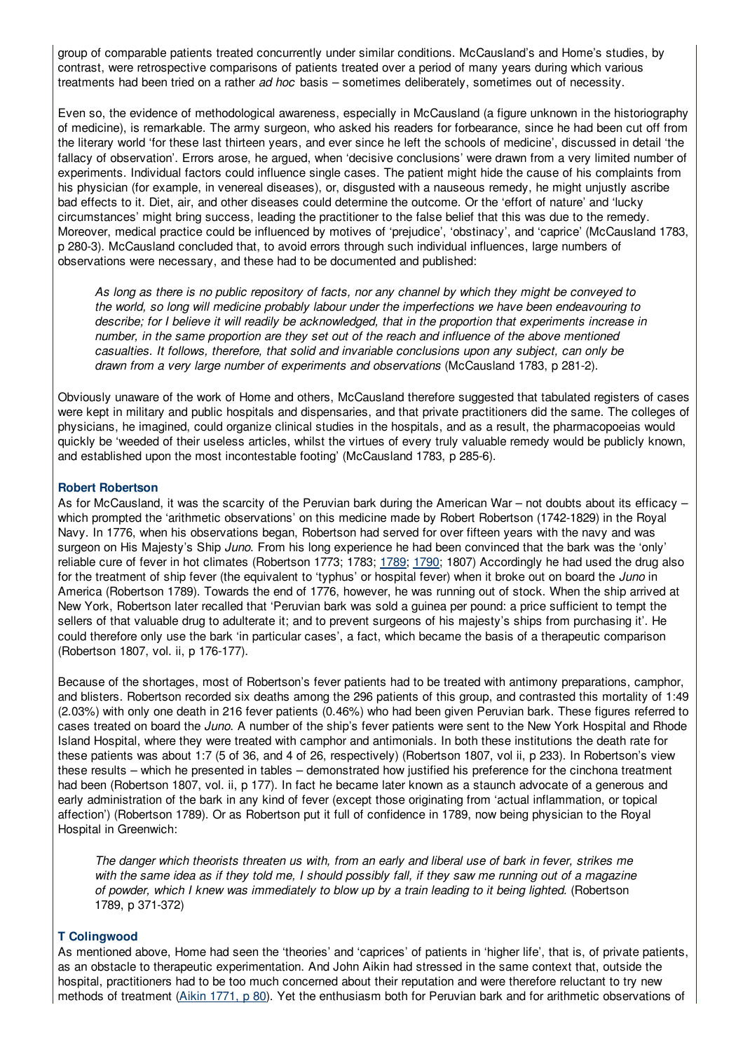group of comparable patients treated concurrently under similar conditions. McCausland's and Home's studies, by contrast, were retrospective comparisons of patients treated over a period of many years during which various treatments had been tried on a rather *ad hoc* basis – sometimes deliberately, sometimes out of necessity.

Even so, the evidence of methodological awareness, especially in McCausland (a figure unknown in the historiography of medicine), is remarkable. The army surgeon, who asked his readers for forbearance, since he had been cut off from the literary world 'for these last thirteen years, and ever since he left the schools of medicine', discussed in detail 'the fallacy of observation'. Errors arose, he argued, when 'decisive conclusions' were drawn from a very limited number of experiments. Individual factors could influence single cases. The patient might hide the cause of his complaints from his physician (for example, in venereal diseases), or, disgusted with a nauseous remedy, he might unjustly ascribe bad effects to it. Diet, air, and other diseases could determine the outcome. Or the 'effort of nature' and 'lucky circumstances' might bring success, leading the practitioner to the false belief that this was due to the remedy. Moreover, medical practice could be influenced by motives of 'prejudice', 'obstinacy', and 'caprice' (McCausland 1783, p 280-3). McCausland concluded that, to avoid errors through such individual influences, large numbers of observations were necessary, and these had to be documented and published:

> *As long as there is no public repository of facts, nor any channel by which they might be conveyed to the world, so long will medicine probably labour under the imperfections we have been endeavouring to describe; for I believe it will readily be acknowledged, that in the proportion that experiments increase in number, in the same proportion are they set out of the reach and influence of the above mentioned casualties. It follows, therefore, that solid and invariable conclusions upon any subject, can only be drawn from a very large number of experiments and observations* (McCausland 1783, p 281-2).

Obviously unaware of the work of Home and others, McCausland therefore suggested that tabulated registers of cases were kept in military and public hospitals and dispensaries, and that private practitioners did the same. The colleges of physicians, he imagined, could organize clinical studies in the hospitals, and as a result, the pharmacopoeias would quickly be 'weeded of their useless articles, whilst the virtues of every truly valuable remedy would be publicly known, and established upon the most incontestable footing' (McCausland 1783, p 285-6).

### Robert Robertson

As for McCausland, it was the scarcity of the Peruvian bark during the American War – not doubts about its efficacy – which prompted the 'arithmetic observations' on this medicine made by Robert Robertson (1742-1829) in the Royal Navy. In 1776, when his observations began, Robertson had served for over fifteen years with the navy and was surgeon on His Majesty's Ship *Juno*. From his long experience he had been convinced that the bark was the 'only' reliable cure of fever in hot climates (Robertson 1773; 1783; 1789; 1790; 1807) Accordingly he had used the drug also for the treatment of ship fever (the equivalent to 'typhus' or hospital fever) when it broke out on board the *Juno* in America (Robertson 1789). Towards the end of 1776, however, he was running out of stock. When the ship arrived at New York, Robertson later recalled that 'Peruvian bark was sold a guinea per pound: a price sufficient to tempt the sellers of that valuable drug to adulterate it; and to prevent surgeons of his majesty's ships from purchasing it'. He could therefore only use the bark 'in particular cases', a fact, which became the basis of a therapeutic comparison (Robertson 1807, vol. ii, p 176-177).

Because of the shortages, most of Robertson's fever patients had to be treated with antimony preparations, camphor, and blisters. Robertson recorded six deaths among the 296 patients of this group, and contrasted this mortality of 1:49 (2.03%) with only one death in 216 fever patients (0.46%) who had been given Peruvian bark. These figures referred to cases treated on board the *Juno*. A number of the ship's fever patients were sent to the New York Hospital and Rhode Island Hospital, where they were treated with camphor and antimonials. In both these institutions the death rate for these patients was about 1:7 (5 of 36, and 4 of 26, respectively) (Robertson 1807, vol ii, p 233). In Robertson's view these results – which he presented in tables – demonstrated how justified his preference for the cinchona treatment had been (Robertson 1807, vol. ii, p 177). In fact he became later known as a staunch advocate of a generous and early administration of the bark in any kind of fever (except those originating from 'actual inflammation, or topical affection') (Robertson 1789). Or as Robertson put it full of confidence in 1789, now being physician to the Royal Hospital in Greenwich:

> *The danger which theorists threaten us with, from an early and liberal use of bark in fever, strikes me with the same idea as if they told me, I should possibly fall, if they saw me running out of a magazine of powder, which I knew was immediately to blow up by a train leading to it being lighted.* (Robertson 1789, p 371-372)

### T Colingwood

As mentioned above, Home had seen the 'theories' and 'caprices' of patients in 'higher life', that is, of private patients, as an obstacle to therapeutic experimentation. And John Aikin had stressed in the same context that, outside the hospital, practitioners had to be too much concerned about their reputation and were therefore reluctant to try new methods of treatment (Aikin 1771, p 80). Yet the enthusiasm both for Peruvian bark and for arithmetic observations of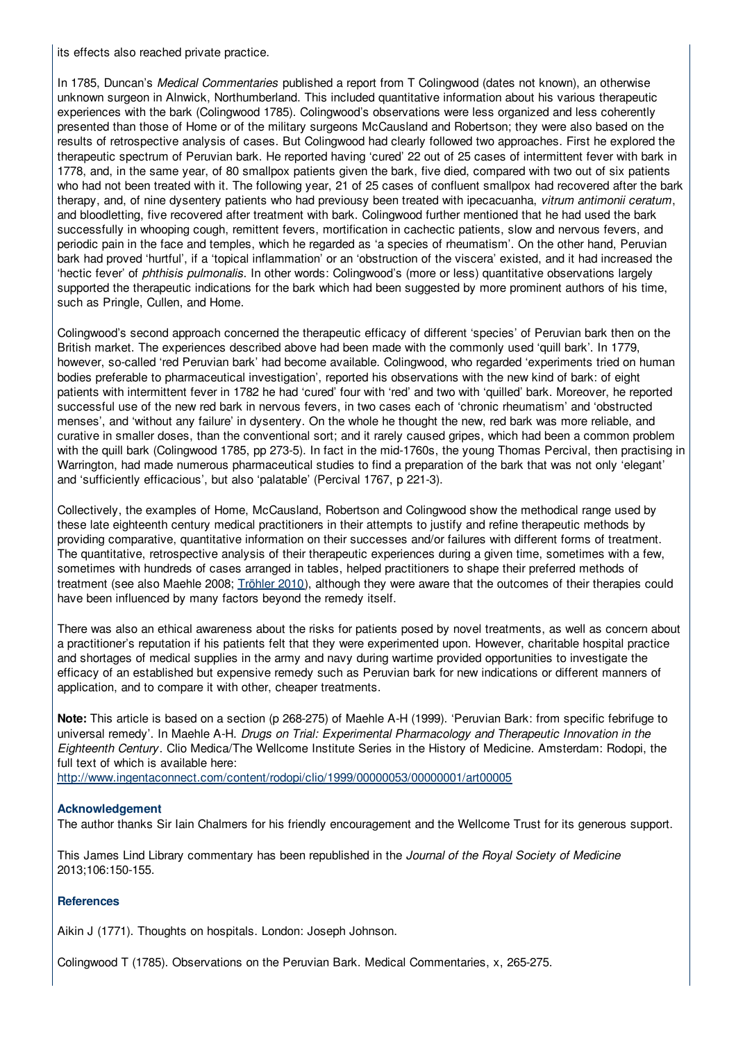its effects also reached private practice.

In 1785, Duncan's *Medical Commentaries* published a report from T Colingwood (dates not known), an otherwise unknown surgeon in Alnwick, Northumberland. This included quantitative information about his various therapeutic experiences with the bark (Colingwood 1785). Colingwood's observations were less organized and less coherently presented than those of Home or of the military surgeons McCausland and Robertson; they were also based on the results of retrospective analysis of cases. But Colingwood had clearly followed two approaches. First he explored the therapeutic spectrum of Peruvian bark. He reported having 'cured' 22 out of 25 cases of intermittent fever with bark in 1778, and, in the same year, of 80 smallpox patients given the bark, five died, compared with two out of six patients who had not been treated with it. The following year, 21 of 25 cases of confluent smallpox had recovered after the bark therapy, and, of nine dysentery patients who had previously been treated with ipecacuanha, *vitrum antimonii ceratum*, and bloodletting, five recovered after treatment with bark. Colingwood further mentioned that he had used the bark successfully in whooping cough, remittent fevers, mortification in cachectic patients, slow and nervous fevers, and periodic pain in the face and temples, which he regarded as 'a species of rheumatism'. On the other hand, Peruvian bark had proved 'hurtful', if a 'topical inflammation' or an 'obstruction of the viscera' existed, and it had increased the 'hectic fever' of *phthisis pulmonalis*. In other words: Colingwood's (more or less) quantitative observations largely supported the therapeutic indications for the bark which had been suggested by more prominent authors of his time, such as Pringle, Cullen, and Home.

Colingwood's second approach concerned the therapeutic efficacy of different 'species' of Peruvian bark then on the British market. The experiences described above had been made with the commonly used 'quill bark'. In 1779, however, so-called 'red Peruvian bark' had become available. Colingwood, who regarded 'experiments tried on human bodies preferable to pharmaceutical investigation', reported his observations with the new kind of bark: of eight patients with intermittent fever in 1782 he had 'cured' four with 'red' and two with 'quilled' bark. Moreover, he reported successful use of the new red bark in nervous fevers, in two cases each of 'chronic rheumatism' and 'obstructed menses', and 'without any failure' in dysentery. On the whole he thought the new, red bark was more reliable, and curative in smaller doses, than the conventional sort; and it rarely caused gripes, which had been a common problem with the quill bark (Colingwood 1785, pp 273-5). In fact in the mid-1760s, the young Thomas Percival, then practising in Warrington, had made numerous pharmaceutical studies to find a preparation of the bark that was not only 'elegant' and 'sufficiently efficacious', but also 'palatable' (Percival 1767, p 221-3).

Collectively, the examples of Home, McCausland, Robertson and Colingwood show the methodical range used by these late eighteenth century medical practitioners in their attempts to justify and refine therapeutic methods by providing comparative, quantitative information on their successes and/or failures with different forms of treatment. The quantitative, retrospective analysis of their therapeutic experiences during a given time, sometimes with a few, sometimes with hundreds of cases arranged in tables, helped practitioners to shape their preferred methods of treatment (see also Maehle 2008; Tröhler 2010), although they were aware that the outcomes of their therapies could have been influenced by many factors beyond the remedy itself.

There was also an ethical awareness about the risks for patients posed by novel treatments, as well as concern about a practitioner's reputation if his patients felt that they were experimented upon. However, charitable hospital practice and shortages of medical supplies in the army and navy during wartime provided opportunities to investigate the efficacy of an established but expensive remedy such as Peruvian bark for new indications or different manners of application, and to compare it with other, cheaper treatments.

**Note:** This article is based on a section (p 268-275) of Maehle A-H (1999). 'Peruvian Bark: from specific febrifuge to universal remedy'. In Maehle A-H. *Drugs on Trial: Experimental Pharmacology and Therapeutic Innovation in the Eighteenth Century*. Clio Medica/The Wellcome Institute Series in the History of Medicine. Amsterdam: Rodopi, the full text of which is available here:
http://www.ingentaconnect.com/content/rodopi/clio/1999/00000053/00000001/art00005

### Acknowledgement

The author thanks Sir Iain Chalmers for his friendly encouragement and the Wellcome Trust for its generous support.

This James Lind Library commentary has been republished in the *Journal of the Royal Society of Medicine* 2013;106:150-155.

### References

Aikin J (1771). Thoughts on hospitals. London: Joseph Johnson.

Colingwood T (1785). Observations on the Peruvian Bark. Medical Commentaries, x, 265-275.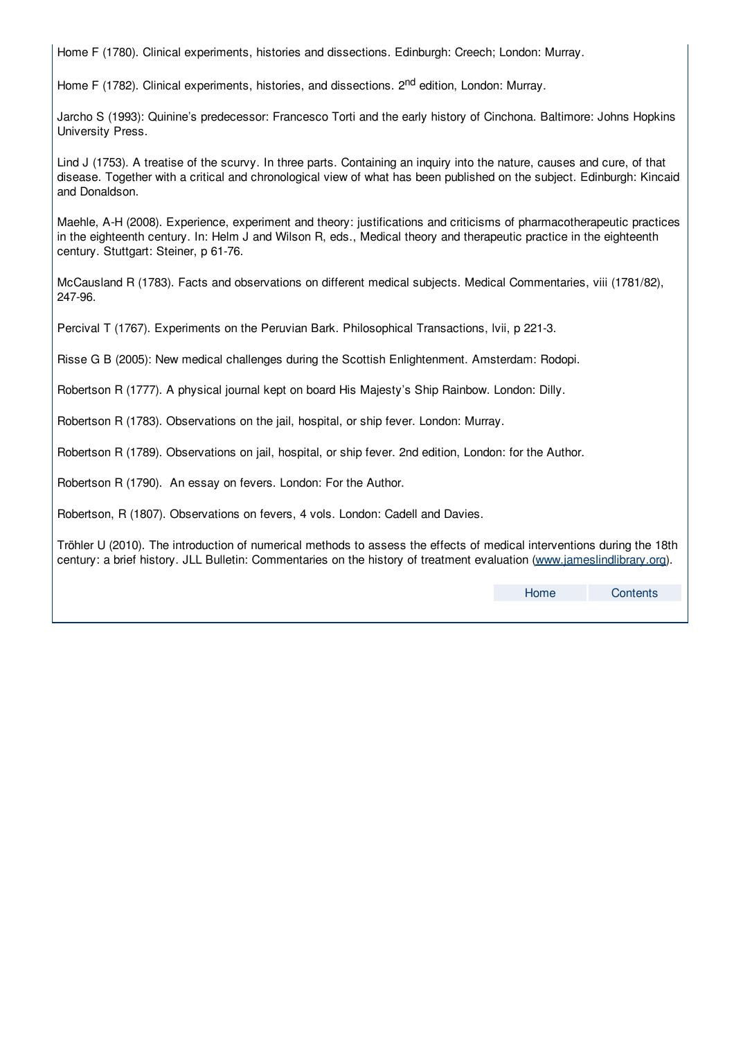Home F (1780). Clinical experiments, histories and dissections. Edinburgh: Creech; London: Murray.

Home F (1782). Clinical experiments, histories, and dissections. $2^{nd}$ edition, London: Murray.

Jarcho S (1993): Quinine's predecessor: Francesco Torti and the early history of Cinchona. Baltimore: Johns Hopkins University Press.

Lind J (1753). A treatise of the scurvy. In three parts. Containing an inquiry into the nature, causes and cure, of that disease. Together with a critical and chronological view of what has been published on the subject. Edinburgh: Kincaid and Donaldson.

Maehle, A-H (2008). Experience, experiment and theory: justifications and criticisms of pharmacotherapeutic practices in the eighteenth century. In: Helm J and Wilson R, eds., Medical theory and therapeutic practice in the eighteenth century. Stuttgart: Steiner, p 61-76.

McCausland R (1783). Facts and observations on different medical subjects. Medical Commentaries, viii (1781/82), 247-96.

Percival T (1767). Experiments on the Peruvian Bark. Philosophical Transactions, lvii, p 221-3.

Risse G B (2005): New medical challenges during the Scottish Enlightenment. Amsterdam: Rodopi.

Robertson R (1777). A physical journal kept on board His Majesty's Ship Rainbow. London: Dilly.

Robertson R (1783). Observations on the jail, hospital, or ship fever. London: Murray.

Robertson R (1789). Observations on jail, hospital, or ship fever. 2nd edition, London: for the Author.

Robertson R (1790). An essay on fevers. London: For the Author.

Robertson, R (1807). Observations on fevers, 4 vols. London: Cadell and Davies.

Tröhler U (2010). The introduction of numerical methods to assess the effects of medical interventions during the 18th century: a brief history. JLL Bulletin: Commentaries on the history of treatment evaluation (www.jameslindlibrary.org).